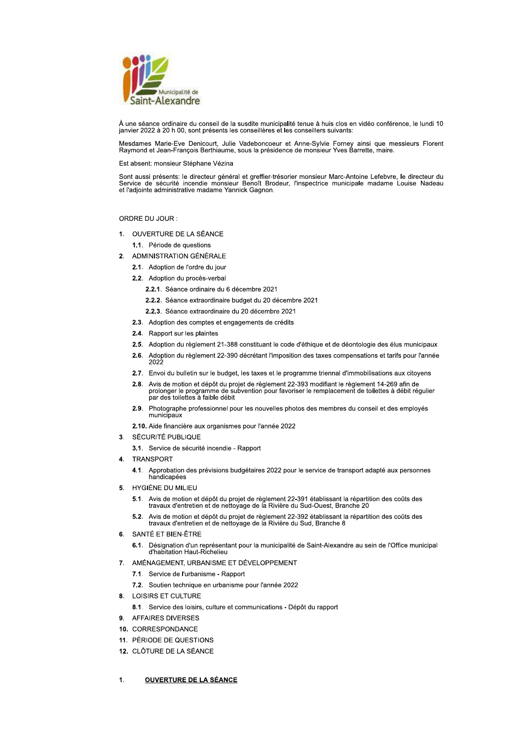Municipalité de Saint-Alexandre

À une séance ordinaire du conseil de la susdite municipalité tenue à huis clos en vidéo conférence, le lundi 10 janvier 2022 à 20 h 00, sont présents les conseillères et les conseillers suivants:

Mesdames Marie-Eve Denicourt, Julie Vadeboncoeur et Anne-Sylvie Forney ainsi que messieurs Florent Raymond et Jean-François Berthiaume, sous la présidence de monsieur Yves Barrette, maire.

Est absent: monsieur Stéphane Vézina

Sont aussi présents: le directeur général et greffier-trésorier monsieur Marc-Antoine Lefebvre, le directeur du Service de sécurité incendie monsieur Benoît Brodeur, l'inspectrice municipale madame Louise Nadeau et l'adjointe administrative madame Yannick Gagnon.

ORDRE DU JOUR :

1. OUVERTURE DE LA SÉANCE
   - **1.1.** Période de questions
2. ADMINISTRATION GÉNÉRALE
   - **2.1.** Adoption de l'ordre du jour
   - **2.2.** Adoption du procès-verbal
     - **2.2.1.** Séance ordinaire du 6 décembre 2021
     - **2.2.2.** Séance extraordinaire budget du 20 décembre 2021
     - **2.2.3.** Séance extraordinaire du 20 décembre 2021
   - **2.3.** Adoption des comptes et engagements de crédits
   - **2.4.** Rapport sur les plaintes
   - **2.5.** Adoption du règlement 21-388 constituant le code d'éthique et de déontologie des élus municipaux
   - **2.6.** Adoption du règlement 22-390 décrétant l'imposition des taxes compensations et tarifs pour l'année 2022
   - **2.7.** Envoi du bulletin sur le budget, les taxes et le programme triennal d'immobilisations aux citoyens
   - **2.8.** Avis de motion et dépôt du projet de règlement 22-393 modifiant le règlement 14-269 afin de prolonger le programme de subvention pour favoriser le remplacement de toilettes à débit régulier par des toilettes à faible débit
   - **2.9.** Photographe professionnel pour les nouvelles photos des membres du conseil et des employés municipaux
   - **2.10.** Aide financière aux organismes pour l'année 2022
3. SÉCURITÉ PUBLIQUE
   - **3.1.** Service de sécurité incendie - Rapport
4. TRANSPORT
   - **4.1.** Approbation des prévisions budgétaires 2022 pour le service de transport adapté aux personnes handicapées
5. HYGIÈNE DU MILIEU
   - **5.1.** Avis de motion et dépôt du projet de règlement 22-391 établissant la répartition des coûts des travaux d'entretien et de nettoyage de la Rivière du Sud-Ouest, Branche 20
   - **5.2.** Avis de motion et dépôt du projet de règlement 22-392 établissant la répartition des coûts des travaux d'entretien et de nettoyage de la Rivière du Sud, Branche 8
6. SANTÉ ET BIEN-ÊTRE
   - **6.1.** Désignation d'un représentant pour la municipalité de Saint-Alexandre au sein de l'Office municipal d'habitation Haut-Richelieu
7. AMÉNAGEMENT, URBANISME ET DÉVELOPPEMENT
   - **7.1.** Service de l'urbanisme - Rapport
   - **7.2.** Soutien technique en urbanisme pour l'année 2022
8. LOISIRS ET CULTURE
   - **8.1.** Service des loisirs, culture et communications - Dépôt du rapport
9. AFFAIRES DIVERSES
10. CORRESPONDANCE
11. PÉRIODE DE QUESTIONS
12. CLÔTURE DE LA SÉANCE

## 1. OUVERTURE DE LA SÉANCE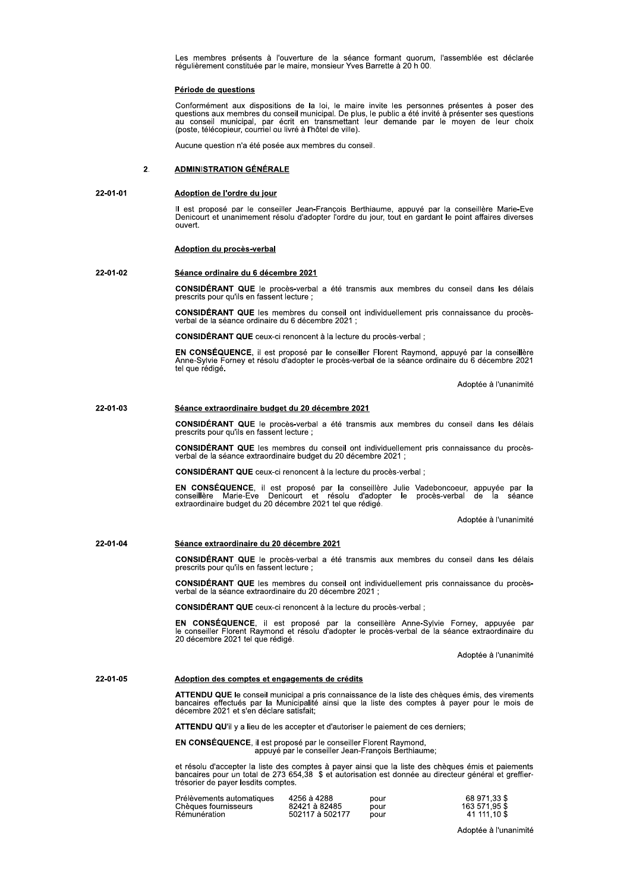Les membres présents à l'ouverture de la séance formant quorum, l'assemblée est déclarée régulièrement constituée par le maire, monsieur Yves Barrette à 20 h 00.

**Période de questions**

Conformément aux dispositions de la loi, le maire invite les personnes présentes à poser des questions aux membres du conseil municipal. De plus, le public a été invité à présenter ses questions au conseil municipal, par écrit en transmettant leur demande par le moyen de leur choix (poste, télécopieur, courriel ou livré à l'hôtel de ville).

Aucune question n'a été posée aux membres du conseil.

## 2. ADMINISTRATION GÉNÉRALE

**22-01-01**

**Adoption de l'ordre du jour**

Il est proposé par le conseiller Jean-François Berthiaume, appuyé par la conseillère Marie-Eve Denicourt et unanimement résolu d'adopter l'ordre du jour, tout en gardant le point affaires diverses ouvert.

**Adoption du procès-verbal**

**22-01-02**

**Séance ordinaire du 6 décembre 2021**

**CONSIDÉRANT QUE** le procès-verbal a été transmis aux membres du conseil dans les délais prescrits pour qu'ils en fassent lecture ;

**CONSIDÉRANT QUE** les membres du conseil ont individuellement pris connaissance du procès-verbal de la séance ordinaire du 6 décembre 2021 ;

**CONSIDÉRANT QUE** ceux-ci renoncent à la lecture du procès-verbal ;

**EN CONSÉQUENCE**, il est proposé par le conseiller Florent Raymond, appuyé par la conseillère Anne-Sylvie Forney et résolu d'adopter le procès-verbal de la séance ordinaire du 6 décembre 2021 tel que rédigé.

Adoptée à l'unanimité

**22-01-03**

**Séance extraordinaire budget du 20 décembre 2021**

**CONSIDÉRANT QUE** le procès-verbal a été transmis aux membres du conseil dans les délais prescrits pour qu'ils en fassent lecture ;

**CONSIDÉRANT QUE** les membres du conseil ont individuellement pris connaissance du procès-verbal de la séance extraordinaire budget du 20 décembre 2021 ;

**CONSIDÉRANT QUE** ceux-ci renoncent à la lecture du procès-verbal ;

**EN CONSÉQUENCE**, il est proposé par la conseillère Julie Vadeboncoeur, appuyée par la conseillère Marie-Eve Denicourt et résolu d'adopter le procès-verbal de la séance extraordinaire budget du 20 décembre 2021 tel que rédigé.

Adoptée à l'unanimité

**22-01-04**

**Séance extraordinaire du 20 décembre 2021**

**CONSIDÉRANT QUE** le procès-verbal a été transmis aux membres du conseil dans les délais prescrits pour qu'ils en fassent lecture ;

**CONSIDÉRANT QUE** les membres du conseil ont individuellement pris connaissance du procès-verbal de la séance extraordinaire du 20 décembre 2021 ;

**CONSIDÉRANT QUE** ceux-ci renoncent à la lecture du procès-verbal ;

**EN CONSÉQUENCE**, il est proposé par la conseillère Anne-Sylvie Forney, appuyée par le conseiller Florent Raymond et résolu d'adopter le procès-verbal de la séance extraordinaire du 20 décembre 2021 tel que rédigé.

Adoptée à l'unanimité

**22-01-05**

**Adoption des comptes et engagements de crédits**

**ATTENDU QUE** le conseil municipal a pris connaissance de la liste des chèques émis, des virements bancaires effectués par la Municipalité ainsi que la liste des comptes à payer pour le mois de décembre 2021 et s'en déclare satisfait;

**ATTENDU QU'**il y a lieu de les accepter et d'autoriser le paiement de ces derniers;

**EN CONSÉQUENCE**, il est proposé par le conseiller Florent Raymond,
appuyé par le conseiller Jean-François Berthiaume;

et résolu d'accepter la liste des comptes à payer ainsi que la liste des chèques émis et paiements bancaires pour un total de 273 654,38 $ et autorisation est donnée au directeur général et greffier-trésorier de payer lesdits comptes.

| | | | |
|---|---|---|---|
| Prélèvements automatiques | 4256 à 4288 | pour | 68 971,33 $ |
| Chèques fournisseurs | 82421 à 82485 | pour | 163 571,95 $ |
| Rémunération | 502117 à 502177 | pour | 41 111,10 $ |

Adoptée à l'unanimité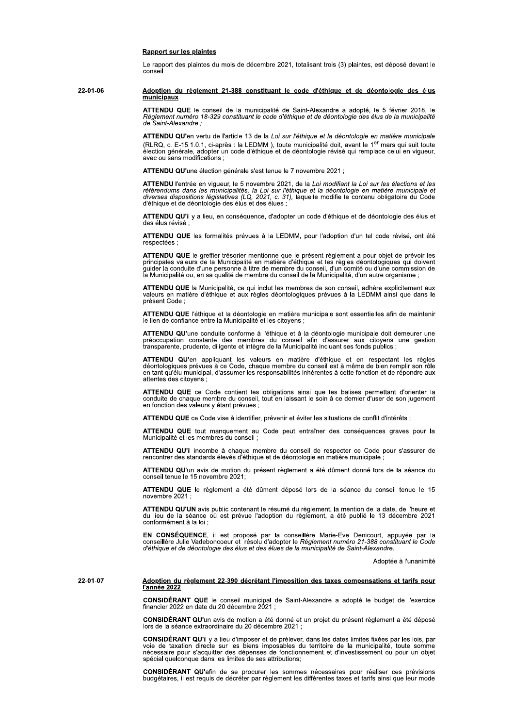**Rapport sur les plaintes**

Le rapport des plaintes du mois de décembre 2021, totalisant trois (3) plaintes, est déposé devant le conseil.

22-01-06 **Adoption du règlement 21-388 constituant le code d'éthique et de déontologie des élus municipaux**

**ATTENDU QUE** le conseil de la municipalité de Saint-Alexandre a adopté, le 5 février 2018, le *Règlement numéro 18-329 constituant le code d'éthique et de déontologie des élus de la municipalité de Saint-Alexandre ;*

**ATTENDU QU'**en vertu de l'article 13 de la *Loi sur l'éthique et la déontologie en matière municipale* (RLRQ, c. E-15.1.0.1, ci-après : la LEDMM ), toute municipalité doit, avant le 1er mars qui suit toute élection générale, adopter un code d'éthique et de déontologie révisé qui remplace celui en vigueur, avec ou sans modifications ;

**ATTENDU QU'**une élection générale s'est tenue le 7 novembre 2021 ;

**ATTENDU** l'entrée en vigueur, le 5 novembre 2021, de la *Loi modifiant la Loi sur les élections et les référendums dans les municipalités, la Loi sur l'éthique et la déontologie en matière municipale et diverses dispositions législatives (LQ, 2021, c. 31),* laquelle modifie le contenu obligatoire du Code d'éthique et de déontologie des élus et des élues ;

**ATTENDU QU'**il y a lieu, en conséquence, d'adopter un code d'éthique et de déontologie des élus et des élus révisé ;

**ATTENDU QUE** les formalités prévues à la LEDMM, pour l'adoption d'un tel code révisé, ont été respectées ;

**ATTENDU QUE** le greffier-trésorier mentionne que le présent règlement a pour objet de prévoir les principales valeurs de la Municipalité en matière d'éthique et les règles déontologiques qui doivent guider la conduite d'une personne à titre de membre du conseil, d'un comité ou d'une commission de la Municipalité ou, en sa qualité de membre du conseil de la Municipalité, d'un autre organisme ;

**ATTENDU QUE** la Municipalité, ce qui inclut les membres de son conseil, adhère explicitement aux valeurs en matière d'éthique et aux règles déontologiques prévues à la LEDMM ainsi que dans le présent Code ;

**ATTENDU QUE** l'éthique et la déontologie en matière municipale sont essentielles afin de maintenir le lien de confiance entre la Municipalité et les citoyens ;

**ATTENDU QU'**une conduite conforme à l'éthique et à la déontologie municipale doit demeurer une préoccupation constante des membres du conseil afin d'assurer aux citoyens une gestion transparente, prudente, diligente et intègre de la Municipalité incluant ses fonds publics ;

**ATTENDU QU'**en appliquant les valeurs en matière d'éthique et en respectant les règles déontologiques prévues à ce Code, chaque membre du conseil est à même de bien remplir son rôle en tant qu'élu municipal, d'assumer les responsabilités inhérentes à cette fonction et de répondre aux attentes des citoyens ;

**ATTENDU QUE** ce Code contient les obligations ainsi que les balises permettant d'orienter la conduite de chaque membre du conseil, tout en laissant le soin à ce dernier d'user de son jugement en fonction des valeurs y étant prévues ;

**ATTENDU QUE** ce Code vise à identifier, prévenir et éviter les situations de conflit d'intérêts ;

**ATTENDU QUE** tout manquement au Code peut entraîner des conséquences graves pour la Municipalité et les membres du conseil ;

**ATTENDU QU'**il incombe à chaque membre du conseil de respecter ce Code pour s'assurer de rencontrer des standards élevés d'éthique et de déontologie en matière municipale ;

**ATTENDU QU'**un avis de motion du présent règlement a été dûment donné lors de la séance du conseil tenue le 15 novembre 2021;

**ATTENDU QUE** le règlement a été dûment déposé lors de la séance du conseil tenue le 15 novembre 2021 ;

**ATTENDU QU'UN** avis public contenant le résumé du règlement, la mention de la date, de l'heure et du lieu de la séance où est prévue l'adoption du règlement, a été publié le 13 décembre 2021 conformément à la loi ;

**EN CONSÉQUENCE**, il est proposé par la conseillère Marie-Eve Denicourt, appuyée par la conseillère Julie Vadeboncoeur et résolu d'adopter le *Règlement numéro 21-388 constituant le Code d'éthique et de déontologie des élus et des élues de la municipalité de Saint-Alexandre.*

Adoptée à l'unanimité

22-01-07 **Adoption du règlement 22-390 décrétant l'imposition des taxes compensations et tarifs pour l'année 2022**

**CONSIDÉRANT QUE** le conseil municipal de Saint-Alexandre a adopté le budget de l'exercice financier 2022 en date du 20 décembre 2021 ;

**CONSIDÉRANT QU'**un avis de motion a été donné et un projet du présent règlement a été déposé lors de la séance extraordinaire du 20 décembre 2021 ;

**CONSIDÉRANT QU'**il y a lieu d'imposer et de prélever, dans les dates limites fixées par les lois, par voie de taxation directe sur les biens imposables du territoire de la municipalité, toute somme nécessaire pour s'acquitter des dépenses de fonctionnement et d'investissement ou pour un objet spécial quelconque dans les limites de ses attributions;

**CONSIDÉRANT QU'**afin de se procurer les sommes nécessaires pour réaliser ces prévisions budgétaires, il est requis de décréter par règlement les différentes taxes et tarifs ainsi que leur mode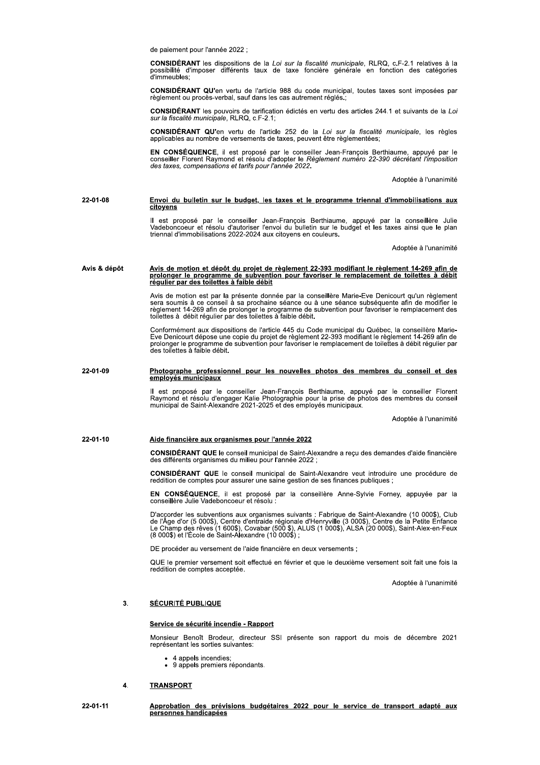de paiement pour l'année 2022 ;

**CONSIDÉRANT** les dispositions de la *Loi sur la fiscalité municipale*, RLRQ, c.F-2.1 relatives à la possibilité d'imposer différents taux de taxe foncière générale en fonction des catégories d'immeubles;

**CONSIDÉRANT QU'**en vertu de l'article 988 du code municipal, toutes taxes sont imposées par règlement ou procès-verbal, sauf dans les cas autrement réglés.;

**CONSIDÉRANT** les pouvoirs de tarification édictés en vertu des articles 244.1 et suivants de la *Loi sur la fiscalité municipale*, RLRQ, c.F-2.1;

**CONSIDÉRANT QU'**en vertu de l'article 252 de la *Loi sur la fiscalité municipale*, les règles applicables au nombre de versements de taxes, peuvent être règlementées;

**EN CONSÉQUENCE**, il est proposé par le conseiller Jean-François Berthiaume, appuyé par le conseiller Florent Raymond et résolu d'adopter le *Règlement numéro 22-390 décrétant l'imposition des taxes, compensations et tarifs pour l'année 2022*.

Adoptée à l'unanimité

22-01-08 **Envoi du bulletin sur le budget, les taxes et le programme triennal d'immobilisations aux citoyens**

Il est proposé par le conseiller Jean-François Berthiaume, appuyé par la conseillère Julie Vadeboncoeur et résolu d'autoriser l'envoi du bulletin sur le budget et les taxes ainsi que le plan triennal d'immobilisations 2022-2024 aux citoyens en couleurs.

Adoptée à l'unanimité

Avis & dépôt **Avis de motion et dépôt du projet de règlement 22-393 modifiant le règlement 14-269 afin de prolonger le programme de subvention pour favoriser le remplacement de toilettes à débit régulier par des toilettes à faible débit**

Avis de motion est par la présente donnée par la conseillère Marie-Eve Denicourt qu'un règlement sera soumis à ce conseil à sa prochaine séance ou à une séance subséquente afin de modifier le règlement 14-269 afin de prolonger le programme de subvention pour favoriser le remplacement des toilettes à débit régulier par des toilettes à faible débit.

Conformément aux dispositions de l'article 445 du Code municipal du Québec, la conseillère Marie-Eve Denicourt dépose une copie du projet de règlement 22-393 modifiant le règlement 14-269 afin de prolonger le programme de subvention pour favoriser le remplacement de toilettes à débit régulier par des toilettes à faible débit.

22-01-09 **Photographe professionnel pour les nouvelles photos des membres du conseil et des employés municipaux**

Il est proposé par le conseiller Jean-François Berthiaume, appuyé par le conseiller Florent Raymond et résolu d'engager Kalie Photographie pour la prise de photos des membres du conseil municipal de Saint-Alexandre 2021-2025 et des employés municipaux.

Adoptée à l'unanimité

22-01-10 **Aide financière aux organismes pour l'année 2022**

**CONSIDÉRANT QUE** le conseil municipal de Saint-Alexandre a reçu des demandes d'aide financière des différents organismes du milieu pour l'année 2022 ;

**CONSIDÉRANT QUE** le conseil municipal de Saint-Alexandre veut introduire une procédure de reddition de comptes pour assurer une saine gestion de ses finances publiques ;

**EN CONSÉQUENCE**, il est proposé par la conseillère Anne-Sylvie Forney, appuyée par la conseillère Julie Vadeboncoeur et résolu :

D'accorder les subventions aux organismes suivants : Fabrique de Saint-Alexandre (10 000$), Club de l'Âge d'or (5 000$), Centre d'entraide régionale d'Henryville (3 000$), Centre de la Petite Enfance Le Champ des rêves (1 600$), Covabar (500 $), ALUS (1 000$), ALSA (20 000$), Saint-Alex-en-Feux (8 000$) et l'École de Saint-Alexandre (10 000$) ;

DE procéder au versement de l'aide financière en deux versements ;

QUE le premier versement soit effectué en février et que le deuxième versement soit fait une fois la reddition de comptes acceptée.

Adoptée à l'unanimité

## 3. SÉCURITÉ PUBLIQUE

**Service de sécurité incendie - Rapport**

Monsieur Benoît Brodeur, directeur SSI présente son rapport du mois de décembre 2021 représentant les sorties suivantes:

- 4 appels incendies;
- 9 appels premiers répondants.

## 4. TRANSPORT

22-01-11 **Approbation des prévisions budgétaires 2022 pour le service de transport adapté aux personnes handicapées**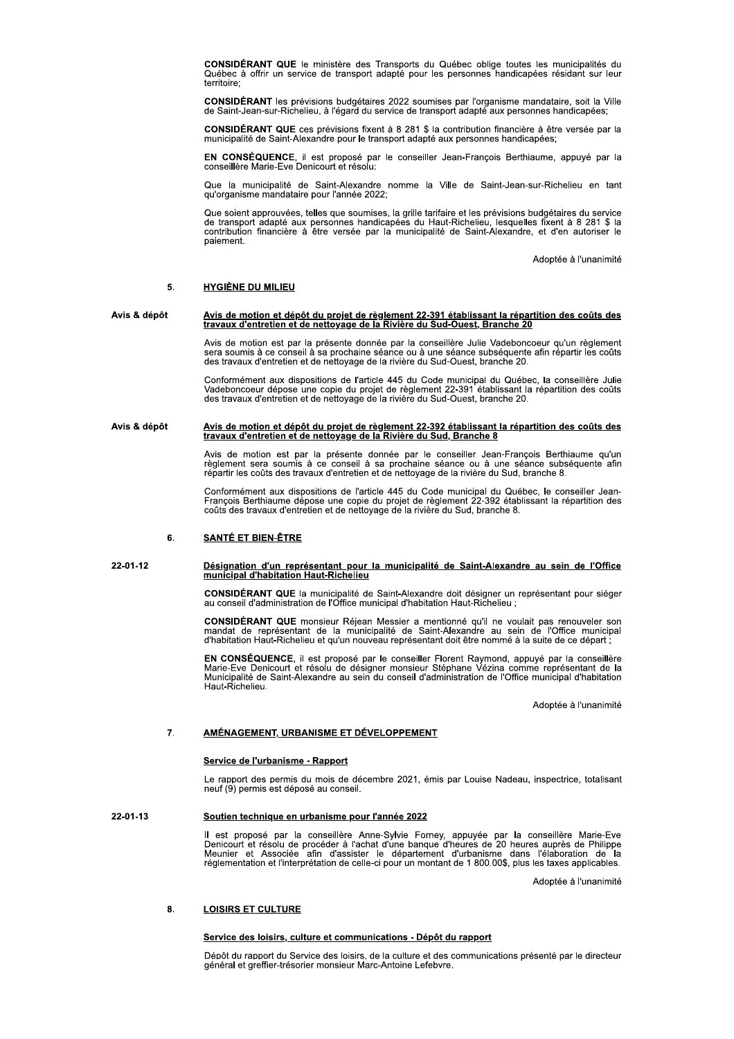**CONSIDÉRANT QUE** le ministère des Transports du Québec oblige toutes les municipalités du Québec à offrir un service de transport adapté pour les personnes handicapées résidant sur leur territoire;

**CONSIDÉRANT** les prévisions budgétaires 2022 soumises par l'organisme mandataire, soit la Ville de Saint-Jean-sur-Richelieu, à l'égard du service de transport adapté aux personnes handicapées;

**CONSIDÉRANT QUE** ces prévisions fixent à 8 281 $ la contribution financière à être versée par la municipalité de Saint-Alexandre pour le transport adapté aux personnes handicapées;

**EN CONSÉQUENCE**, il est proposé par le conseiller Jean-François Berthiaume, appuyé par la conseillère Marie-Eve Denicourt et résolu:

Que la municipalité de Saint-Alexandre nomme la Ville de Saint-Jean-sur-Richelieu en tant qu'organisme mandataire pour l'année 2022;

Que soient approuvées, telles que soumises, la grille tarifaire et les prévisions budgétaires du service de transport adapté aux personnes handicapées du Haut-Richelieu, lesquelles fixent à 8 281 $ la contribution financière à être versée par la municipalité de Saint-Alexandre, et d'en autoriser le paiement.

Adoptée à l'unanimité

## 5. HYGIÈNE DU MILIEU

Avis & dépôt

### Avis de motion et dépôt du projet de règlement 22-391 établissant la répartition des coûts des travaux d'entretien et de nettoyage de la Rivière du Sud-Ouest, Branche 20

Avis de motion est par la présente donnée par la conseillère Julie Vadeboncoeur qu'un règlement sera soumis à ce conseil à sa prochaine séance ou à une séance subséquente afin répartir les coûts des travaux d'entretien et de nettoyage de la rivière du Sud-Ouest, branche 20.

Conformément aux dispositions de l'article 445 du Code municipal du Québec, la conseillère Julie Vadeboncoeur dépose une copie du projet de règlement 22-391 établissant la répartition des coûts des travaux d'entretien et de nettoyage de la rivière du Sud-Ouest, branche 20.

Avis & dépôt

### Avis de motion et dépôt du projet de règlement 22-392 établissant la répartition des coûts des travaux d'entretien et de nettoyage de la Rivière du Sud, Branche 8

Avis de motion est par la présente donnée par le conseiller Jean-François Berthiaume qu'un règlement sera soumis à ce conseil à sa prochaine séance ou à une séance subséquente afin répartir les coûts des travaux d'entretien et de nettoyage de la rivière du Sud, branche 8.

Conformément aux dispositions de l'article 445 du Code municipal du Québec, le conseiller Jean-François Berthiaume dépose une copie du projet de règlement 22-392 établissant la répartition des coûts des travaux d'entretien et de nettoyage de la rivière du Sud, branche 8.

## 6. SANTÉ ET BIEN-ÊTRE

22-01-12

### Désignation d'un représentant pour la municipalité de Saint-Alexandre au sein de l'Office municipal d'habitation Haut-Richelieu

**CONSIDÉRANT QUE** la municipalité de Saint-Alexandre doit désigner un représentant pour siéger au conseil d'administration de l'Office municipal d'habitation Haut-Richelieu ;

**CONSIDÉRANT QUE** monsieur Réjean Messier a mentionné qu'il ne voulait pas renouveler son mandat de représentant de la municipalité de Saint-Alexandre au sein de l'Office municipal d'habitation Haut-Richelieu et qu'un nouveau représentant doit être nommé à la suite de ce départ ;

**EN CONSÉQUENCE**, il est proposé par le conseiller Florent Raymond, appuyé par la conseillère Marie-Eve Denicourt et résolu de désigner monsieur Stéphane Vézina comme représentant de la Municipalité de Saint-Alexandre au sein du conseil d'administration de l'Office municipal d'habitation Haut-Richelieu.

Adoptée à l'unanimité

## 7. AMÉNAGEMENT, URBANISME ET DÉVELOPPEMENT

### Service de l'urbanisme - Rapport

Le rapport des permis du mois de décembre 2021, émis par Louise Nadeau, inspectrice, totalisant neuf (9) permis est déposé au conseil.

22-01-13

### Soutien technique en urbanisme pour l'année 2022

Il est proposé par la conseillère Anne-Sylvie Forney, appuyée par la conseillère Marie-Eve Denicourt et résolu de procéder à l'achat d'une banque d'heures de 20 heures auprès de Philippe Meunier et Associée afin d'assister le département d'urbanisme dans l'élaboration de la réglementation et l'interprétation de celle-ci pour un montant de 1 800.00$, plus les taxes applicables.

Adoptée à l'unanimité

## 8. LOISIRS ET CULTURE

### Service des loisirs, culture et communications - Dépôt du rapport

Dépôt du rapport du Service des loisirs, de la culture et des communications présenté par le directeur général et greffier-trésorier monsieur Marc-Antoine Lefebvre.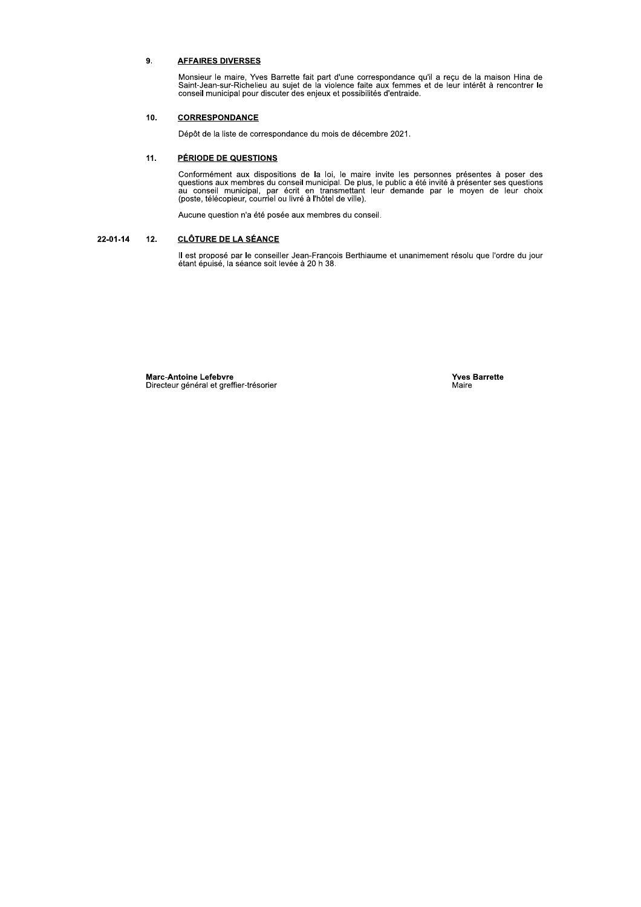## 9. AFFAIRES DIVERSES

Monsieur le maire, Yves Barrette fait part d'une correspondance qu'il a reçu de la maison Hina de Saint-Jean-sur-Richelieu au sujet de la violence faite aux femmes et de leur intérêt à rencontrer le conseil municipal pour discuter des enjeux et possibilités d'entraide.

## 10. CORRESPONDANCE

Dépôt de la liste de correspondance du mois de décembre 2021.

## 11. PÉRIODE DE QUESTIONS

Conformément aux dispositions de la loi, le maire invite les personnes présentes à poser des questions aux membres du conseil municipal. De plus, le public a été invité à présenter ses questions au conseil municipal, par écrit en transmettant leur demande par le moyen de leur choix (poste, télécopieur, courriel ou livré à l'hôtel de ville).

Aucune question n'a été posée aux membres du conseil.

22-01-14

## 12. CLÔTURE DE LA SÉANCE

Il est proposé par le conseiller Jean-François Berthiaume et unanimement résolu que l'ordre du jour étant épuisé, la séance soit levée à 20 h 38.

**Marc-Antoine Lefebvre**
Directeur général et greffier-trésorier

**Yves Barrette**
Maire